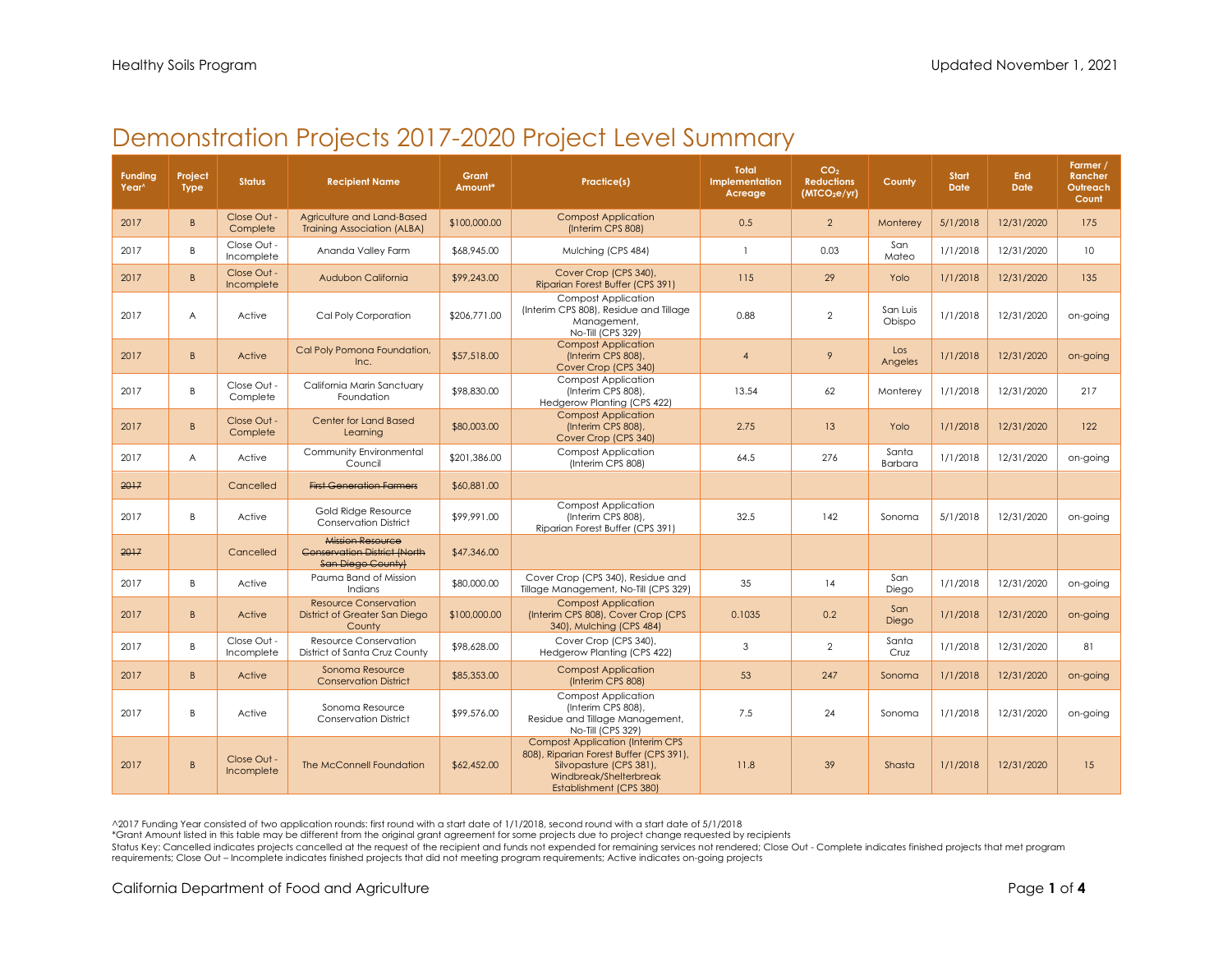# Demonstration Projects 2017-2020 Project Level Summary

| Funding Year^ | Project Type | Status | Recipient Name | Grant Amount* | Practice(s) | Total Implementation Acreage | $CO_2$ Reductions ($MTCO_2e$/yr) | County | Start Date | End Date | Farmer / Rancher Outreach Count |
|---|---|---|---|---|---|---|---|---|---|---|---|
| 2017 | B | Close Out - Complete | Agriculture and Land-Based Training Association (ALBA) | $100,000.00 | Compost Application (Interim CPS 808) | 0.5 | 2 | Monterey | 5/1/2018 | 12/31/2020 | 175 |
| 2017 | B | Close Out - Incomplete | Ananda Valley Farm | $68,945.00 | Mulching (CPS 484) | 1 | 0.03 | San Mateo | 1/1/2018 | 12/31/2020 | 10 |
| 2017 | B | Close Out - Incomplete | Audubon California | $99,243.00 | Cover Crop (CPS 340), Riparian Forest Buffer (CPS 391) | 115 | 29 | Yolo | 1/1/2018 | 12/31/2020 | 135 |
| 2017 | A | Active | Cal Poly Corporation | $206,771.00 | Compost Application (Interim CPS 808), Residue and Tillage Management, No-Till (CPS 329) | 0.88 | 2 | San Luis Obispo | 1/1/2018 | 12/31/2020 | on-going |
| 2017 | B | Active | Cal Poly Pomona Foundation, Inc. | $57,518.00 | Compost Application (Interim CPS 808), Cover Crop (CPS 340) | 4 | 9 | Los Angeles | 1/1/2018 | 12/31/2020 | on-going |
| 2017 | B | Close Out - Complete | California Marin Sanctuary Foundation | $98,830.00 | Compost Application (Interim CPS 808), Hedgerow Planting (CPS 422) | 13.54 | 62 | Monterey | 1/1/2018 | 12/31/2020 | 217 |
| 2017 | B | Close Out - Complete | Center for Land Based Learning | $80,003.00 | Compost Application (Interim CPS 808), Cover Crop (CPS 340) | 2.75 | 13 | Yolo | 1/1/2018 | 12/31/2020 | 122 |
| 2017 | A | Active | Community Environmental Council | $201,386.00 | Compost Application (Interim CPS 808) | 64.5 | 276 | Santa Barbara | 1/1/2018 | 12/31/2020 | on-going |
| ~~2017~~ | | Cancelled | ~~First Generation Farmers~~ | $60,881.00 | | | | | | | |
| 2017 | B | Active | Gold Ridge Resource Conservation District | $99,991.00 | Compost Application (Interim CPS 808), Riparian Forest Buffer (CPS 391) | 32.5 | 142 | Sonoma | 5/1/2018 | 12/31/2020 | on-going |
| ~~2017~~ | | Cancelled | ~~Mission Resource Conservation District (North San Diego County)~~ | $47,346.00 | | | | | | | |
| 2017 | B | Active | Pauma Band of Mission Indians | $80,000.00 | Cover Crop (CPS 340), Residue and Tillage Management, No-Till (CPS 329) | 35 | 14 | San Diego | 1/1/2018 | 12/31/2020 | on-going |
| 2017 | B | Active | Resource Conservation District of Greater San Diego County | $100,000.00 | Compost Application (Interim CPS 808), Cover Crop (CPS 340), Mulching (CPS 484) | 0.1035 | 0.2 | San Diego | 1/1/2018 | 12/31/2020 | on-going |
| 2017 | B | Close Out - Incomplete | Resource Conservation District of Santa Cruz County | $98,628.00 | Cover Crop (CPS 340), Hedgerow Planting (CPS 422) | 3 | 2 | Santa Cruz | 1/1/2018 | 12/31/2020 | 81 |
| 2017 | B | Active | Sonoma Resource Conservation District | $85,353.00 | Compost Application (Interim CPS 808) | 53 | 247 | Sonoma | 1/1/2018 | 12/31/2020 | on-going |
| 2017 | B | Active | Sonoma Resource Conservation District | $99,576.00 | Compost Application (Interim CPS 808), Residue and Tillage Management, No-Till (CPS 329) | 7.5 | 24 | Sonoma | 1/1/2018 | 12/31/2020 | on-going |
| 2017 | B | Close Out - Incomplete | The McConnell Foundation | $62,452.00 | Compost Application (Interim CPS 808), Riparian Forest Buffer (CPS 391), Silvopasture (CPS 381), Windbreak/Shelterbreak Establishment (CPS 380) | 11.8 | 39 | Shasta | 1/1/2018 | 12/31/2020 | 15 |

^2017 Funding Year consisted of two application rounds: first round with a start date of 1/1/2018, second round with a start date of 5/1/2018

*Grant Amount listed in this table may be different from the original grant agreement for some projects due to project change requested by recipients

Status Key: Cancelled indicates projects cancelled at the request of the recipient and funds not expended for remaining services not rendered; Close Out - Complete indicates finished projects that met program requirements; Close Out – Incomplete indicates finished projects that did not meeting program requirements; Active indicates on-going projects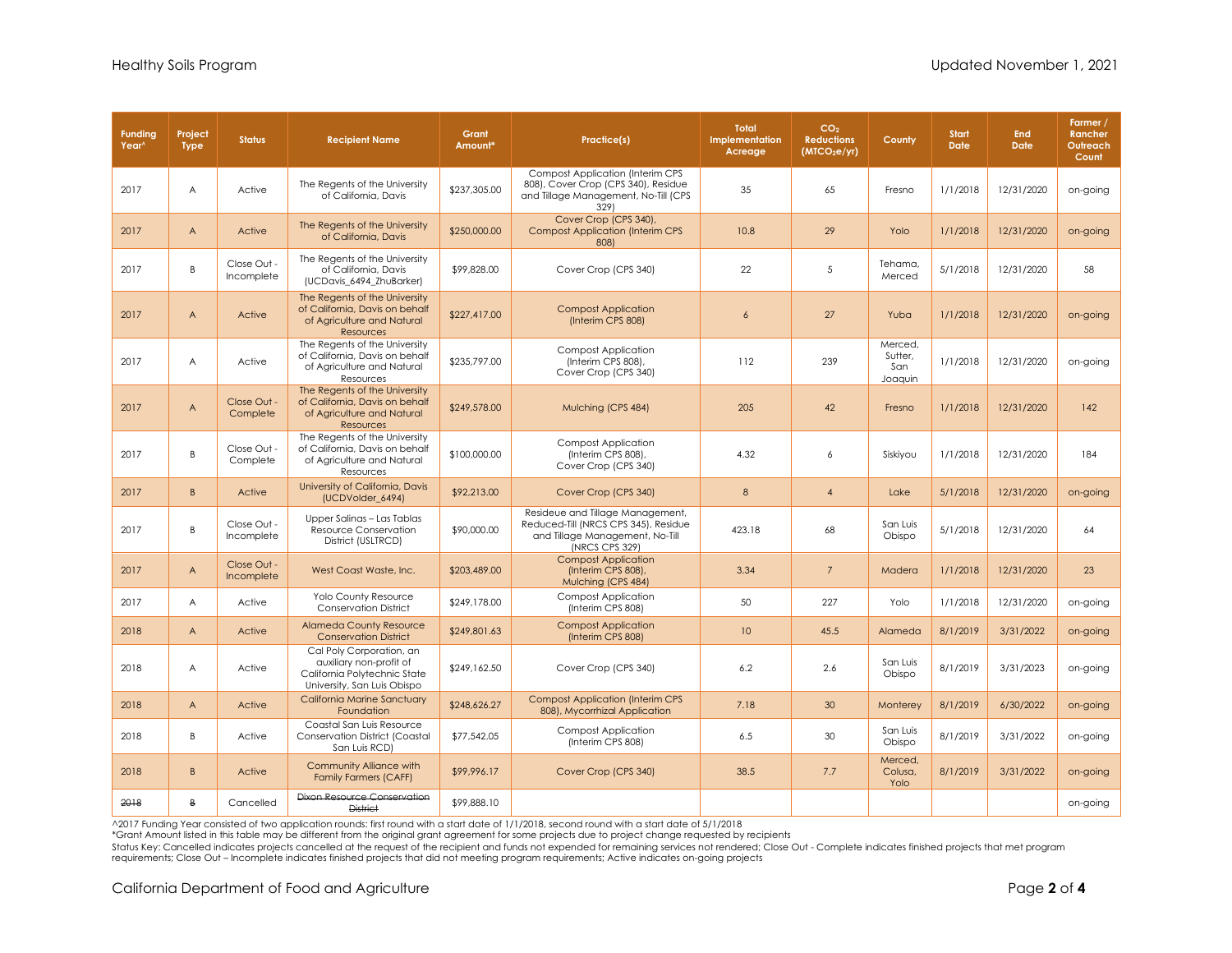| Funding Year^ | Project Type | Status | Recipient Name | Grant Amount* | Practice(s) | Total Implementation Acreage | $CO_2$ Reductions ($MTCO_2e/yr$) | County | Start Date | End Date | Farmer / Rancher Outreach Count |
|---|---|---|---|---|---|---|---|---|---|---|---|
| 2017 | A | Active | The Regents of the University of California, Davis | $237,305.00 | Compost Application (Interim CPS 808), Cover Crop (CPS 340), Residue and Tillage Management, No-Till (CPS 329) | 35 | 65 | Fresno | 1/1/2018 | 12/31/2020 | on-going |
| 2017 | A | Active | The Regents of the University of California, Davis | $250,000.00 | Cover Crop (CPS 340), Compost Application (Interim CPS 808) | 10.8 | 29 | Yolo | 1/1/2018 | 12/31/2020 | on-going |
| 2017 | B | Close Out - Incomplete | The Regents of the University of California, Davis (UCDavis_6494_ZhuBarker) | $99,828.00 | Cover Crop (CPS 340) | 22 | 5 | Tehama, Merced | 5/1/2018 | 12/31/2020 | 58 |
| 2017 | A | Active | The Regents of the University of California, Davis on behalf of Agriculture and Natural Resources | $227,417.00 | Compost Application (Interim CPS 808) | 6 | 27 | Yuba | 1/1/2018 | 12/31/2020 | on-going |
| 2017 | A | Active | The Regents of the University of California, Davis on behalf of Agriculture and Natural Resources | $235,797.00 | Compost Application (Interim CPS 808), Cover Crop (CPS 340) | 112 | 239 | Merced, Sutter, San Joaquin | 1/1/2018 | 12/31/2020 | on-going |
| 2017 | A | Close Out - Complete | The Regents of the University of California, Davis on behalf of Agriculture and Natural Resources | $249,578.00 | Mulching (CPS 484) | 205 | 42 | Fresno | 1/1/2018 | 12/31/2020 | 142 |
| 2017 | B | Close Out - Complete | The Regents of the University of California, Davis on behalf of Agriculture and Natural Resources | $100,000.00 | Compost Application (Interim CPS 808), Cover Crop (CPS 340) | 4.32 | 6 | Siskiyou | 1/1/2018 | 12/31/2020 | 184 |
| 2017 | B | Active | University of California, Davis (UCDVolder_6494) | $92,213.00 | Cover Crop (CPS 340) | 8 | 4 | Lake | 5/1/2018 | 12/31/2020 | on-going |
| 2017 | B | Close Out - Incomplete | Upper Salinas – Las Tablas Resource Conservation District (USLTRCD) | $90,000.00 | Resideue and Tillage Management, Reduced-Till (NRCS CPS 345), Residue and Tillage Management, No-Till (NRCS CPS 329) | 423.18 | 68 | San Luis Obispo | 5/1/2018 | 12/31/2020 | 64 |
| 2017 | A | Close Out - Incomplete | West Coast Waste, Inc. | $203,489.00 | Compost Application (Interim CPS 808), Mulching (CPS 484) | 3.34 | 7 | Madera | 1/1/2018 | 12/31/2020 | 23 |
| 2017 | A | Active | Yolo County Resource Conservation District | $249,178.00 | Compost Application (Interim CPS 808) | 50 | 227 | Yolo | 1/1/2018 | 12/31/2020 | on-going |
| 2018 | A | Active | Alameda County Resource Conservation District | $249,801.63 | Compost Application (Interim CPS 808) | 10 | 45.5 | Alameda | 8/1/2019 | 3/31/2022 | on-going |
| 2018 | A | Active | Cal Poly Corporation, an auxiliary non-profit of California Polytechnic State University, San Luis Obispo | $249,162.50 | Cover Crop (CPS 340) | 6.2 | 2.6 | San Luis Obispo | 8/1/2019 | 3/31/2023 | on-going |
| 2018 | A | Active | California Marine Sanctuary Foundation | $248,626.27 | Compost Application (Interim CPS 808), Mycorrhizal Application | 7.18 | 30 | Monterey | 8/1/2019 | 6/30/2022 | on-going |
| 2018 | B | Active | Coastal San Luis Resource Conservation District (Coastal San Luis RCD) | $77,542.05 | Compost Application (Interim CPS 808) | 6.5 | 30 | San Luis Obispo | 8/1/2019 | 3/31/2022 | on-going |
| 2018 | B | Active | Community Alliance with Family Farmers (CAFF) | $99,996.17 | Cover Crop (CPS 340) | 38.5 | 7.7 | Merced, Colusa, Yolo | 8/1/2019 | 3/31/2022 | on-going |
| ~~2018~~ | ~~B~~ | Cancelled | ~~Dixon Resource Conservation District~~ | $99,888.10 | | | | | | | on-going |

^2017 Funding Year consisted of two application rounds: first round with a start date of 1/1/2018, second round with a start date of 5/1/2018

*Grant Amount listed in this table may be different from the original grant agreement for some projects due to project change requested by recipients

Status Key: Cancelled indicates projects cancelled at the request of the recipient and funds not expended for remaining services not rendered; Close Out - Complete indicates finished projects that met program requirements; Close Out – Incomplete indicates finished projects that did not meeting program requirements; Active indicates on-going projects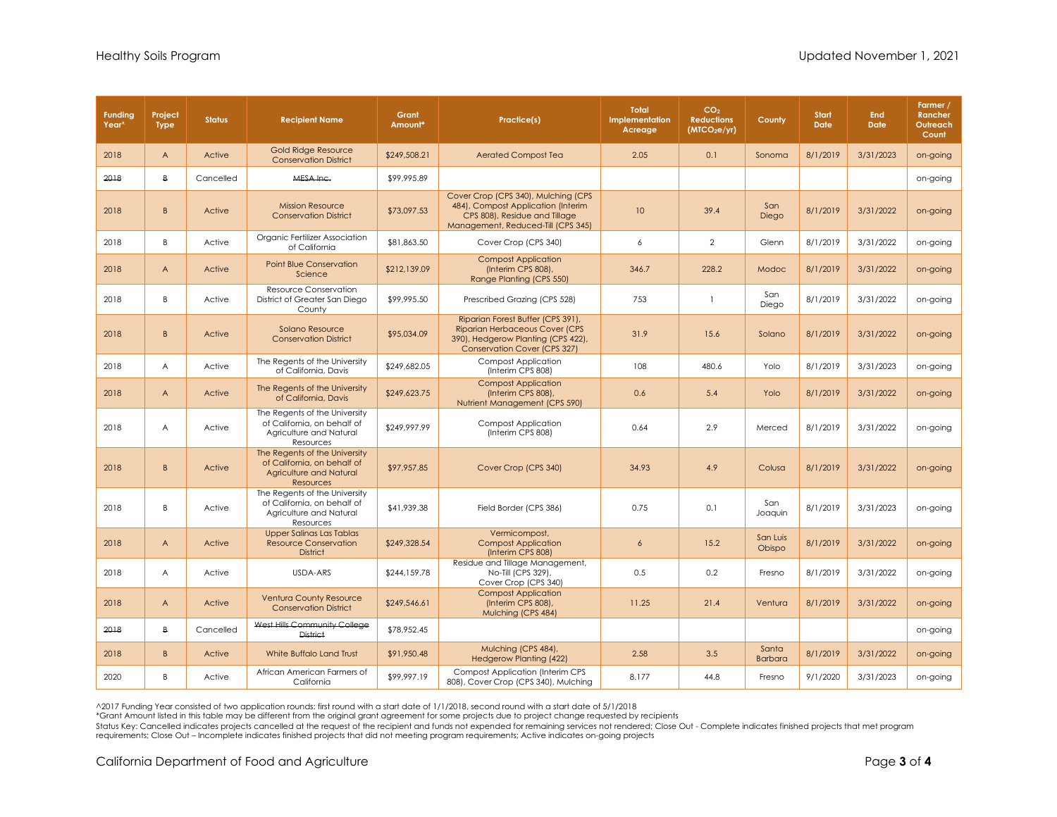| Funding Year^ | Project Type | Status | Recipient Name | Grant Amount* | Practice(s) | Total Implementation Acreage | $CO_2$ Reductions ($MTCO_2e/yr$) | County | Start Date | End Date | Farmer / Rancher Outreach Count |
|---|---|---|---|---|---|---|---|---|---|---|---|
| 2018 | A | Active | Gold Ridge Resource Conservation District | $249,508.21 | Aerated Compost Tea | 2.05 | 0.1 | Sonoma | 8/1/2019 | 3/31/2023 | on-going |
| ~~2018~~ | ~~B~~ | Cancelled | ~~MESA Inc.~~ | $99,995.89 | | | | | | | on-going |
| 2018 | B | Active | Mission Resource Conservation District | $73,097.53 | Cover Crop (CPS 340), Mulching (CPS 484), Compost Application (Interim CPS 808), Residue and Tillage Management, Reduced-Till (CPS 345) | 10 | 39.4 | San Diego | 8/1/2019 | 3/31/2022 | on-going |
| 2018 | B | Active | Organic Fertilizer Association of California | $81,863.50 | Cover Crop (CPS 340) | 6 | 2 | Glenn | 8/1/2019 | 3/31/2022 | on-going |
| 2018 | A | Active | Point Blue Conservation Science | $212,139.09 | Compost Application (Interim CPS 808), Range Planting (CPS 550) | 346.7 | 228.2 | Modoc | 8/1/2019 | 3/31/2022 | on-going |
| 2018 | B | Active | Resource Conservation District of Greater San Diego County | $99,995.50 | Prescribed Grazing (CPS 528) | 753 | 1 | San Diego | 8/1/2019 | 3/31/2022 | on-going |
| 2018 | B | Active | Solano Resource Conservation District | $95,034.09 | Riparian Forest Buffer (CPS 391), Riparian Herbaceous Cover (CPS 390), Hedgerow Planting (CPS 422), Conservation Cover (CPS 327) | 31.9 | 15.6 | Solano | 8/1/2019 | 3/31/2022 | on-going |
| 2018 | A | Active | The Regents of the University of California, Davis | $249,682.05 | Compost Application (Interim CPS 808) | 108 | 480.6 | Yolo | 8/1/2019 | 3/31/2023 | on-going |
| 2018 | A | Active | The Regents of the University of California, Davis | $249,623.75 | Compost Application (Interim CPS 808), Nutrient Management (CPS 590) | 0.6 | 5.4 | Yolo | 8/1/2019 | 3/31/2022 | on-going |
| 2018 | A | Active | The Regents of the University of California, on behalf of Agriculture and Natural Resources | $249,997.99 | Compost Application (Interim CPS 808) | 0.64 | 2.9 | Merced | 8/1/2019 | 3/31/2022 | on-going |
| 2018 | B | Active | The Regents of the University of California, on behalf of Agriculture and Natural Resources | $97,957.85 | Cover Crop (CPS 340) | 34.93 | 4.9 | Colusa | 8/1/2019 | 3/31/2022 | on-going |
| 2018 | B | Active | The Regents of the University of California, on behalf of Agriculture and Natural Resources | $41,939.38 | Field Border (CPS 386) | 0.75 | 0.1 | San Joaquin | 8/1/2019 | 3/31/2023 | on-going |
| 2018 | A | Active | Upper Salinas Las Tablas Resource Conservation District | $249,328.54 | Vermicompost, Compost Application (Interim CPS 808) | 6 | 15.2 | San Luis Obispo | 8/1/2019 | 3/31/2022 | on-going |
| 2018 | A | Active | USDA-ARS | $244,159.78 | Residue and Tillage Management, No-Till (CPS 329), Cover Crop (CPS 340) | 0.5 | 0.2 | Fresno | 8/1/2019 | 3/31/2022 | on-going |
| 2018 | A | Active | Ventura County Resource Conservation District | $249,546.61 | Compost Application (Interim CPS 808), Mulching (CPS 484) | 11.25 | 21.4 | Ventura | 8/1/2019 | 3/31/2022 | on-going |
| ~~2018~~ | ~~B~~ | Cancelled | ~~West Hills Community College District~~ | $78,952.45 | | | | | | | on-going |
| 2018 | B | Active | White Buffalo Land Trust | $91,950.48 | Mulching (CPS 484), Hedgerow Planting (422) | 2.58 | 3.5 | Santa Barbara | 8/1/2019 | 3/31/2022 | on-going |
| 2020 | B | Active | African American Farmers of California | $99,997.19 | Compost Application (Interim CPS 808), Cover Crop (CPS 340), Mulching | 8.177 | 44.8 | Fresno | 9/1/2020 | 3/31/2023 | on-going |

^2017 Funding Year consisted of two application rounds: first round with a start date of 1/1/2018, second round with a start date of 5/1/2018

*Grant Amount listed in this table may be different from the original grant agreement for some projects due to project change requested by recipients

Status Key: Cancelled indicates projects cancelled at the request of the recipient and funds not expended for remaining services not rendered; Close Out - Complete indicates finished projects that met program requirements; Close Out – Incomplete indicates finished projects that did not meeting program requirements; Active indicates on-going projects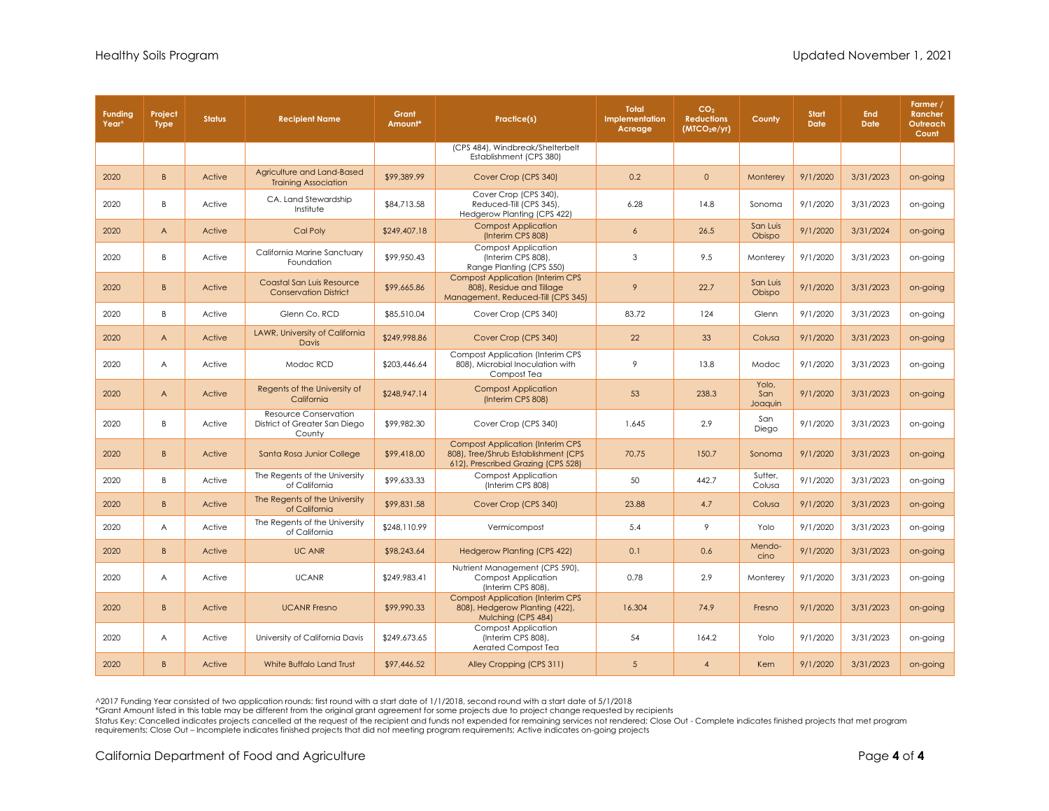| Funding Year^ | Project Type | Status | Recipient Name | Grant Amount* | Practice(s) | Total Implementation Acreage | $CO_2$ Reductions ($MTCO_2e/yr$) | County | Start Date | End Date | Farmer / Rancher Outreach Count |
|---|---|---|---|---|---|---|---|---|---|---|---|
| | | | | | (CPS 484), Windbreak/Shelterbelt Establishment (CPS 380) | | | | | | |
| 2020 | B | Active | Agriculture and Land-Based Training Association | $99,389.99 | Cover Crop (CPS 340) | 0.2 | 0 | Monterey | 9/1/2020 | 3/31/2023 | on-going |
| 2020 | B | Active | CA. Land Stewardship Institute | $84,713.58 | Cover Crop (CPS 340), Reduced-Till (CPS 345), Hedgerow Planting (CPS 422) | 6.28 | 14.8 | Sonoma | 9/1/2020 | 3/31/2023 | on-going |
| 2020 | A | Active | Cal Poly | $249,407.18 | Compost Application (Interim CPS 808) | 6 | 26.5 | San Luis Obispo | 9/1/2020 | 3/31/2024 | on-going |
| 2020 | B | Active | California Marine Sanctuary Foundation | $99,950.43 | Compost Application (Interim CPS 808), Range Planting (CPS 550) | 3 | 9.5 | Monterey | 9/1/2020 | 3/31/2023 | on-going |
| 2020 | B | Active | Coastal San Luis Resource Conservation District | $99,665.86 | Compost Application (Interim CPS 808), Residue and Tillage Management, Reduced-Till (CPS 345) | 9 | 22.7 | San Luis Obispo | 9/1/2020 | 3/31/2023 | on-going |
| 2020 | B | Active | Glenn Co. RCD | $85,510.04 | Cover Crop (CPS 340) | 83.72 | 124 | Glenn | 9/1/2020 | 3/31/2023 | on-going |
| 2020 | A | Active | LAWR, University of California Davis | $249,998.86 | Cover Crop (CPS 340) | 22 | 33 | Colusa | 9/1/2020 | 3/31/2023 | on-going |
| 2020 | A | Active | Modoc RCD | $203,446.64 | Compost Application (Interim CPS 808), Microbial Inoculation with Compost Tea | 9 | 13.8 | Modoc | 9/1/2020 | 3/31/2023 | on-going |
| 2020 | A | Active | Regents of the University of California | $248,947.14 | Compost Application (Interim CPS 808) | 53 | 238.3 | Yolo, San Joaquin | 9/1/2020 | 3/31/2023 | on-going |
| 2020 | B | Active | Resource Conservation District of Greater San Diego County | $99,982.30 | Cover Crop (CPS 340) | 1.645 | 2.9 | San Diego | 9/1/2020 | 3/31/2023 | on-going |
| 2020 | B | Active | Santa Rosa Junior College | $99,418.00 | Compost Application (Interim CPS 808), Tree/Shrub Establishment (CPS 612), Prescribed Grazing (CPS 528) | 70.75 | 150.7 | Sonoma | 9/1/2020 | 3/31/2023 | on-going |
| 2020 | B | Active | The Regents of the University of California | $99,633.33 | Compost Application (Interim CPS 808) | 50 | 442.7 | Sutter, Colusa | 9/1/2020 | 3/31/2023 | on-going |
| 2020 | B | Active | The Regents of the University of California | $99,831.58 | Cover Crop (CPS 340) | 23.88 | 4.7 | Colusa | 9/1/2020 | 3/31/2023 | on-going |
| 2020 | A | Active | The Regents of the University of California | $248,110.99 | Vermicompost | 5.4 | 9 | Yolo | 9/1/2020 | 3/31/2023 | on-going |
| 2020 | B | Active | UC ANR | $98,243.64 | Hedgerow Planting (CPS 422) | 0.1 | 0.6 | Mendo-cino | 9/1/2020 | 3/31/2023 | on-going |
| 2020 | A | Active | UCANR | $249,983.41 | Nutrient Management (CPS 590), Compost Application (Interim CPS 808), | 0.78 | 2.9 | Monterey | 9/1/2020 | 3/31/2023 | on-going |
| 2020 | B | Active | UCANR Fresno | $99,990.33 | Compost Application (Interim CPS 808), Hedgerow Planting (422), Mulching (CPS 484) | 16.304 | 74.9 | Fresno | 9/1/2020 | 3/31/2023 | on-going |
| 2020 | A | Active | University of California Davis | $249,673.65 | Compost Application (Interim CPS 808), Aerated Compost Tea | 54 | 164.2 | Yolo | 9/1/2020 | 3/31/2023 | on-going |
| 2020 | B | Active | White Buffalo Land Trust | $97,446.52 | Alley Cropping (CPS 311) | 5 | 4 | Kern | 9/1/2020 | 3/31/2023 | on-going |

^2017 Funding Year consisted of two application rounds: first round with a start date of 1/1/2018, second round with a start date of 5/1/2018
*Grant Amount listed in this table may be different from the original grant agreement for some projects due to project change requested by recipients
Status Key: Cancelled indicates projects cancelled at the request of the recipient and funds not expended for remaining services not rendered; Close Out - Complete indicates finished projects that met program requirements; Close Out – Incomplete indicates finished projects that did not meeting program requirements; Active indicates on-going projects